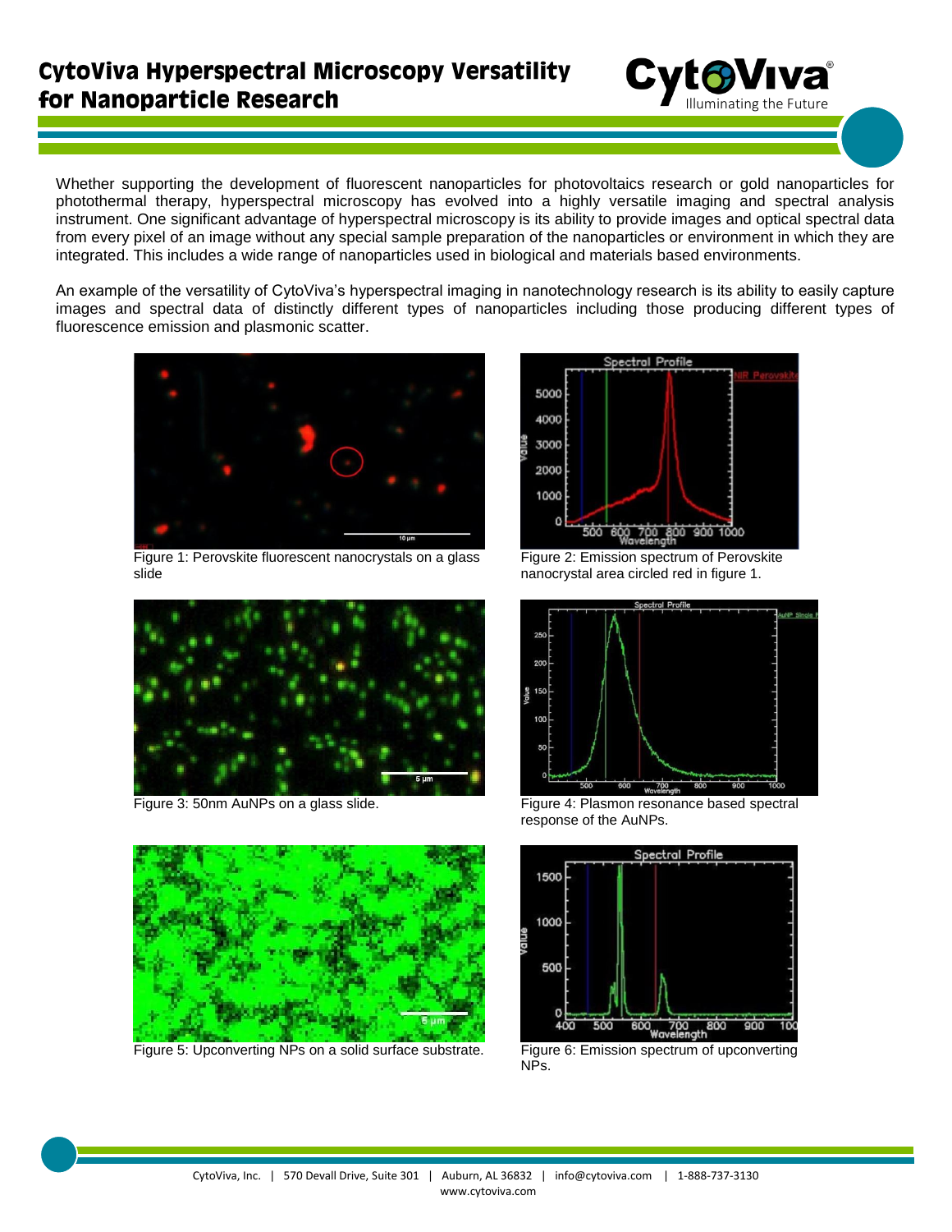# CytoViva Hyperspectral Microscopy Versatility for Nanoparticle Research

Whether supporting the development of fluorescent nanoparticles for photovoltaics research or gold nanoparticles for photothermal therapy, hyperspectral microscopy has evolved into a highly versatile imaging and spectral analysis instrument. One significant advantage of hyperspectral microscopy is its ability to provide images and optical spectral data from every pixel of an image without any special sample preparation of the nanoparticles or environment in which they are integrated. This includes a wide range of nanoparticles used in biological and materials based environments.

An example of the versatility of CytoViva's hyperspectral imaging in nanotechnology research is its ability to easily capture images and spectral data of distinctly different types of nanoparticles including those producing different types of fluorescence emission and plasmonic scatter.

Figure 1: Perovskite fluorescent nanocrystals on a glass slide

Figure 2: Emission spectrum of Perovskite nanocrystal area circled red in figure 1.

Figure 3: 50nm AuNPs on a glass slide.

Figure 4: Plasmon resonance based spectral response of the AuNPs.

Figure 5: Upconverting NPs on a solid surface substrate.

Figure 6: Emission spectrum of upconverting NPs.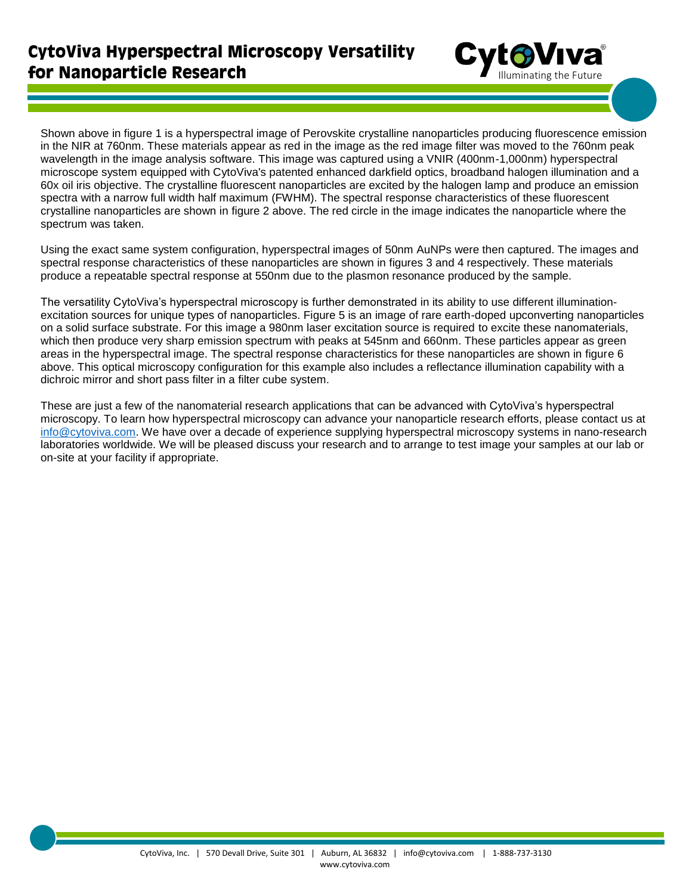# CytoViva Hyperspectral Microscopy Versatility for Nanoparticle Research

Shown above in figure 1 is a hyperspectral image of Perovskite crystalline nanoparticles producing fluorescence emission in the NIR at 760nm. These materials appear as red in the image as the red image filter was moved to the 760nm peak wavelength in the image analysis software. This image was captured using a VNIR (400nm-1,000nm) hyperspectral microscope system equipped with CytoViva's patented enhanced darkfield optics, broadband halogen illumination and a 60x oil iris objective. The crystalline fluorescent nanoparticles are excited by the halogen lamp and produce an emission spectra with a narrow full width half maximum (FWHM). The spectral response characteristics of these fluorescent crystalline nanoparticles are shown in figure 2 above. The red circle in the image indicates the nanoparticle where the spectrum was taken.

Using the exact same system configuration, hyperspectral images of 50nm AuNPs were then captured. The images and spectral response characteristics of these nanoparticles are shown in figures 3 and 4 respectively. These materials produce a repeatable spectral response at 550nm due to the plasmon resonance produced by the sample.

The versatility CytoViva's hyperspectral microscopy is further demonstrated in its ability to use different illumination-excitation sources for unique types of nanoparticles. Figure 5 is an image of rare earth-doped upconverting nanoparticles on a solid surface substrate. For this image a 980nm laser excitation source is required to excite these nanomaterials, which then produce very sharp emission spectrum with peaks at 545nm and 660nm. These particles appear as green areas in the hyperspectral image. The spectral response characteristics for these nanoparticles are shown in figure 6 above. This optical microscopy configuration for this example also includes a reflectance illumination capability with a dichroic mirror and short pass filter in a filter cube system.

These are just a few of the nanomaterial research applications that can be advanced with CytoViva's hyperspectral microscopy. To learn how hyperspectral microscopy can advance your nanoparticle research efforts, please contact us at info@cytoviva.com. We have over a decade of experience supplying hyperspectral microscopy systems in nano-research laboratories worldwide. We will be pleased discuss your research and to arrange to test image your samples at our lab or on-site at your facility if appropriate.